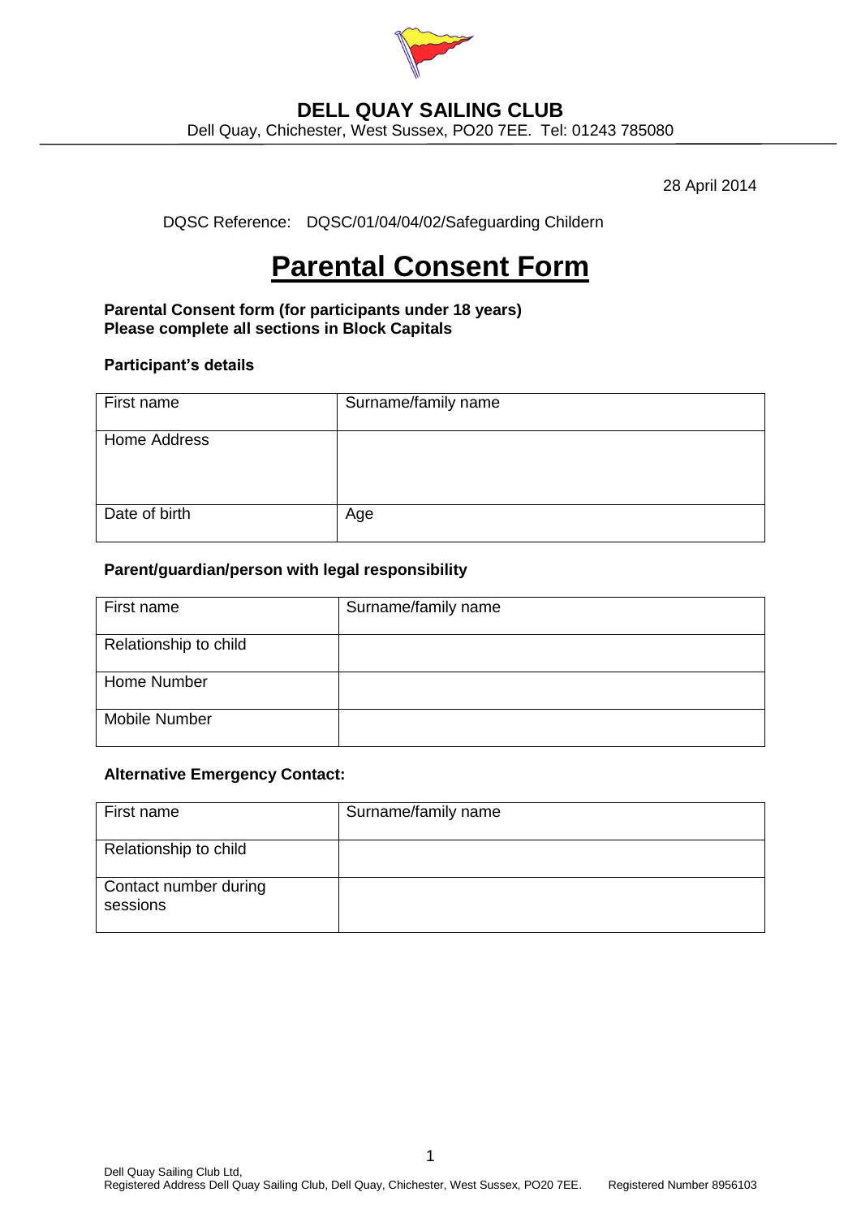# DELL QUAY SAILING CLUB

Dell Quay, Chichester, West Sussex, PO20 7EE. Tel: 01243 785080

28 April 2014

DQSC Reference: DQSC/01/04/04/02/Safeguarding Childern

# Parental Consent Form

**Parental Consent form (for participants under 18 years)**
**Please complete all sections in Block Capitals**

**Participant's details**

| First name | Surname/family name |
|---|---|
| Home Address | |
| Date of birth | Age |

**Parent/guardian/person with legal responsibility**

| First name | Surname/family name |
|---|---|
| Relationship to child | |
| Home Number | |
| Mobile Number | |

**Alternative Emergency Contact:**

| First name | Surname/family name |
|---|---|
| Relationship to child | |
| Contact number during sessions | |

Dell Quay Sailing Club Ltd,
Registered Address Dell Quay Sailing Club, Dell Quay, Chichester, West Sussex, PO20 7EE. Registered Number 8956103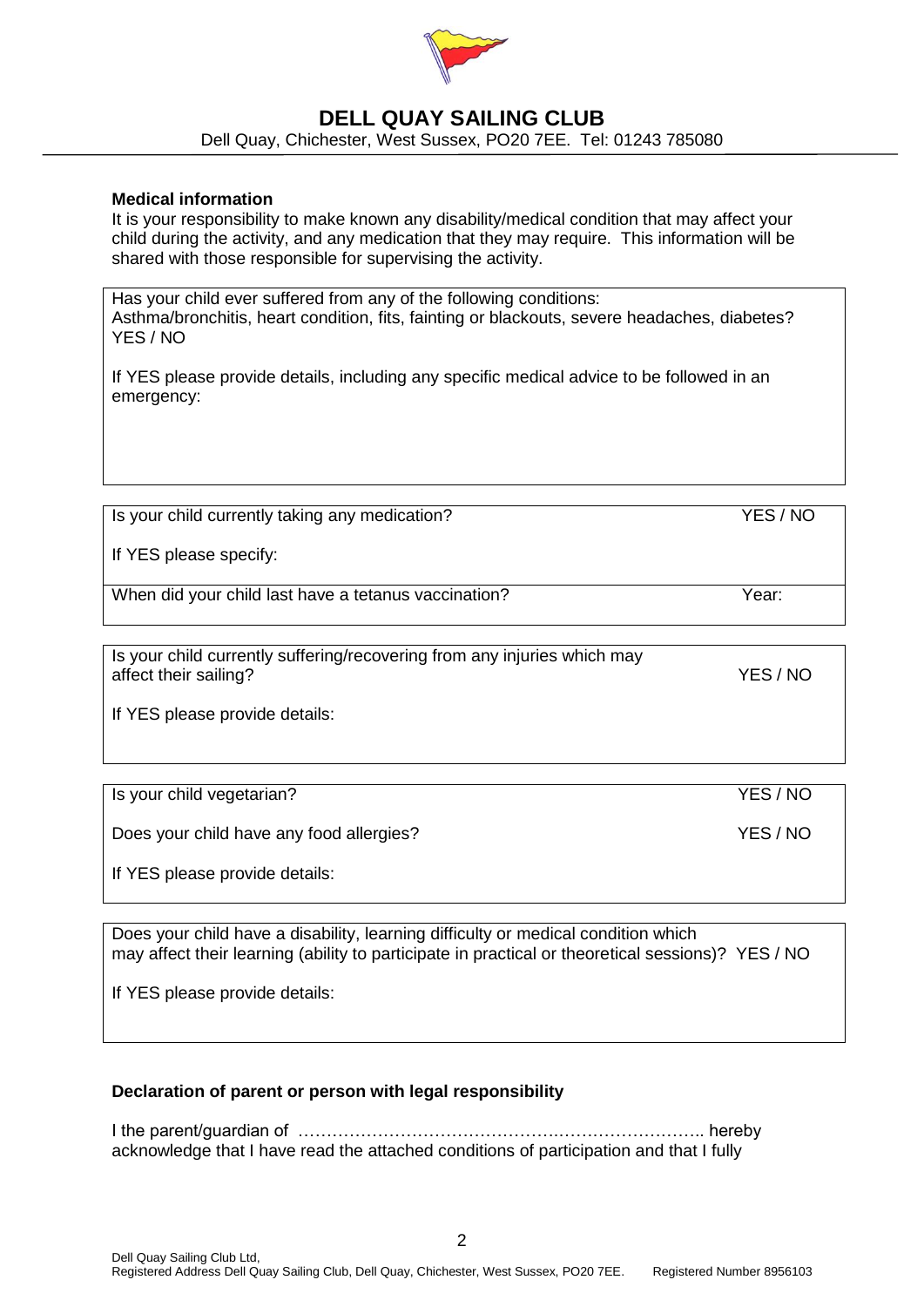# DELL QUAY SAILING CLUB

Dell Quay, Chichester, West Sussex, PO20 7EE. Tel: 01243 785080

**Medical information**

It is your responsibility to make known any disability/medical condition that may affect your child during the activity, and any medication that they may require. This information will be shared with those responsible for supervising the activity.

Has your child ever suffered from any of the following conditions:
Asthma/bronchitis, heart condition, fits, fainting or blackouts, severe headaches, diabetes?
YES / NO

If YES please provide details, including any specific medical advice to be followed in an emergency:

Is your child currently taking any medication? YES / NO

If YES please specify:

When did your child last have a tetanus vaccination? Year:

Is your child currently suffering/recovering from any injuries which may affect their sailing? YES / NO

If YES please provide details:

Is your child vegetarian? YES / NO

Does your child have any food allergies? YES / NO

If YES please provide details:

Does your child have a disability, learning difficulty or medical condition which may affect their learning (ability to participate in practical or theoretical sessions)? YES / NO

If YES please provide details:

**Declaration of parent or person with legal responsibility**

I the parent/guardian of ………………………………………….…………………….. hereby acknowledge that I have read the attached conditions of participation and that I fully

Dell Quay Sailing Club Ltd,
Registered Address Dell Quay Sailing Club, Dell Quay, Chichester, West Sussex, PO20 7EE. Registered Number 8956103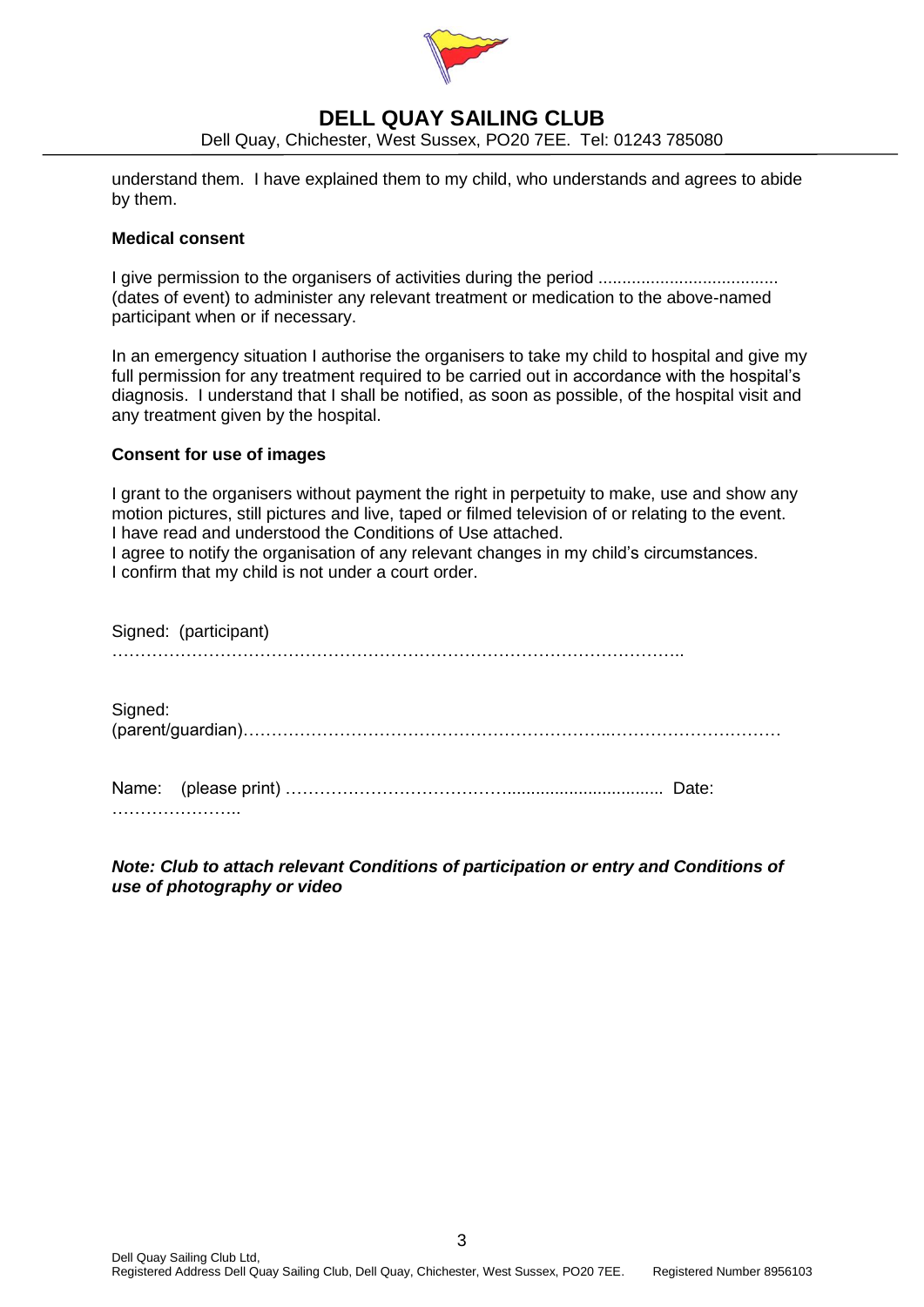understand them. I have explained them to my child, who understands and agrees to abide by them.

**Medical consent**

I give permission to the organisers of activities during the period ..................................... (dates of event) to administer any relevant treatment or medication to the above-named participant when or if necessary.

In an emergency situation I authorise the organisers to take my child to hospital and give my full permission for any treatment required to be carried out in accordance with the hospital's diagnosis. I understand that I shall be notified, as soon as possible, of the hospital visit and any treatment given by the hospital.

**Consent for use of images**

I grant to the organisers without payment the right in perpetuity to make, use and show any motion pictures, still pictures and live, taped or filmed television of or relating to the event.
I have read and understood the Conditions of Use attached.
I agree to notify the organisation of any relevant changes in my child's circumstances.
I confirm that my child is not under a court order.

Signed: (participant)
………………………………………………………………………………………..

Signed:
(parent/guardian)………………………………………………………..…………………………

Name: (please print) …………………………………................................ Date:
…………………..

***Note: Club to attach relevant Conditions of participation or entry and Conditions of use of photography or video***